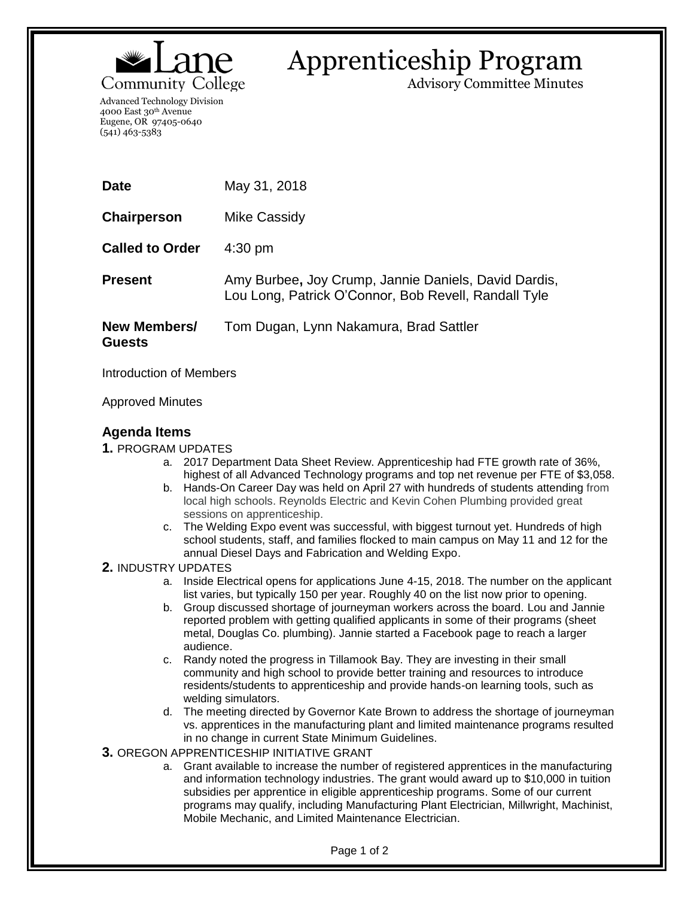Lane Community College

Advanced Technology Division
4000 East 30th Avenue
Eugene, OR 97405-0640
(541) 463-5383

# Apprenticeship Program

Advisory Committee Minutes

| | |
|---|---|
| **Date** | May 31, 2018 |
| **Chairperson** | Mike Cassidy |
| **Called to Order** | 4:30 pm |
| **Present** | Amy Burbee**,** Joy Crump, Jannie Daniels, David Dardis, Lou Long, Patrick O'Connor, Bob Revell, Randall Tyle |
| **New Members/ Guests** | Tom Dugan, Lynn Nakamura, Brad Sattler |

Introduction of Members

Approved Minutes

## Agenda Items

**1.** PROGRAM UPDATES

a. 2017 Department Data Sheet Review. Apprenticeship had FTE growth rate of 36%, highest of all Advanced Technology programs and top net revenue per FTE of $3,058.

b. Hands-On Career Day was held on April 27 with hundreds of students attending from local high schools. Reynolds Electric and Kevin Cohen Plumbing provided great sessions on apprenticeship.

c. The Welding Expo event was successful, with biggest turnout yet. Hundreds of high school students, staff, and families flocked to main campus on May 11 and 12 for the annual Diesel Days and Fabrication and Welding Expo.

**2.** INDUSTRY UPDATES

a. Inside Electrical opens for applications June 4-15, 2018. The number on the applicant list varies, but typically 150 per year. Roughly 40 on the list now prior to opening.

b. Group discussed shortage of journeyman workers across the board. Lou and Jannie reported problem with getting qualified applicants in some of their programs (sheet metal, Douglas Co. plumbing). Jannie started a Facebook page to reach a larger audience.

c. Randy noted the progress in Tillamook Bay. They are investing in their small community and high school to provide better training and resources to introduce residents/students to apprenticeship and provide hands-on learning tools, such as welding simulators.

d. The meeting directed by Governor Kate Brown to address the shortage of journeyman vs. apprentices in the manufacturing plant and limited maintenance programs resulted in no change in current State Minimum Guidelines.

**3.** OREGON APPRENTICESHIP INITIATIVE GRANT

a. Grant available to increase the number of registered apprentices in the manufacturing and information technology industries. The grant would award up to $10,000 in tuition subsidies per apprentice in eligible apprenticeship programs. Some of our current programs may qualify, including Manufacturing Plant Electrician, Millwright, Machinist, Mobile Mechanic, and Limited Maintenance Electrician.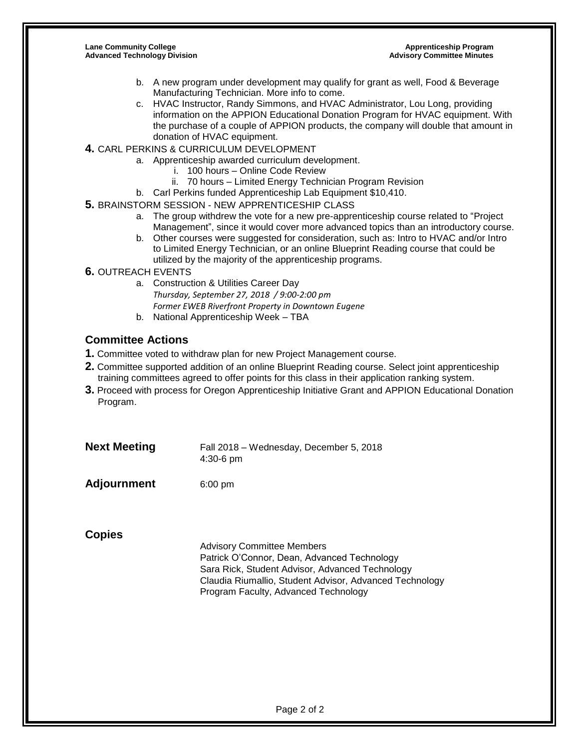b. A new program under development may qualify for grant as well, Food & Beverage Manufacturing Technician. More info to come.

c. HVAC Instructor, Randy Simmons, and HVAC Administrator, Lou Long, providing information on the APPION Educational Donation Program for HVAC equipment. With the purchase of a couple of APPION products, the company will double that amount in donation of HVAC equipment.

**4.** CARL PERKINS & CURRICULUM DEVELOPMENT

- a. Apprenticeship awarded curriculum development.
  - i. 100 hours – Online Code Review
  - ii. 70 hours – Limited Energy Technician Program Revision
- b. Carl Perkins funded Apprenticeship Lab Equipment $10,410.

**5.** BRAINSTORM SESSION - NEW APPRENTICESHIP CLASS

- a. The group withdrew the vote for a new pre-apprenticeship course related to “Project Management”, since it would cover more advanced topics than an introductory course.
- b. Other courses were suggested for consideration, such as: Intro to HVAC and/or Intro to Limited Energy Technician, or an online Blueprint Reading course that could be utilized by the majority of the apprenticeship programs.

**6.** OUTREACH EVENTS

- a. Construction & Utilities Career Day
  *Thursday, September 27, 2018 / 9:00-2:00 pm*
  *Former EWEB Riverfront Property in Downtown Eugene*
- b. National Apprenticeship Week – TBA

## Committee Actions

**1.** Committee voted to withdraw plan for new Project Management course.

**2.** Committee supported addition of an online Blueprint Reading course. Select joint apprenticeship training committees agreed to offer points for this class in their application ranking system.

**3.** Proceed with process for Oregon Apprenticeship Initiative Grant and APPION Educational Donation Program.

**Next Meeting** Fall 2018 – Wednesday, December 5, 2018
4:30-6 pm

**Adjournment** 6:00 pm

## Copies

Advisory Committee Members
Patrick O’Connor, Dean, Advanced Technology
Sara Rick, Student Advisor, Advanced Technology
Claudia Riumallio, Student Advisor, Advanced Technology
Program Faculty, Advanced Technology